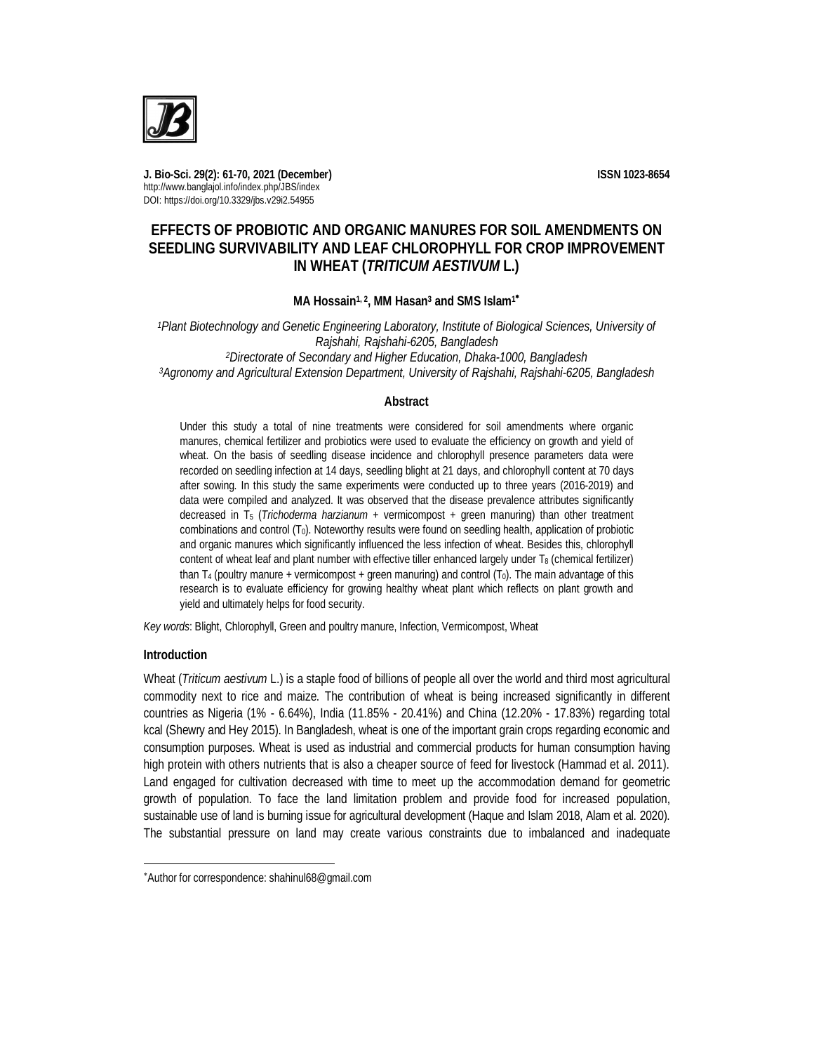J. Bio-Sci. 29(2): 61-70, 2021 (December)

ISSN 1023-8654

http://www.banglajol.info/index.php/JBS/index

DOI: https://doi.org/10.3329/jbs.v29i2.54955

# EFFECTS OF PROBIOTIC AND ORGANIC MANURES FOR SOIL AMENDMENTS ON SEEDLING SURVIVABILITY AND LEAF CHLOROPHYLL FOR CROP IMPROVEMENT IN WHEAT (*TRITICUM AESTIVUM* L.)

**MA Hossain[1, 2], MM Hasan[3] and SMS Islam[1*]**

*[1]Plant Biotechnology and Genetic Engineering Laboratory, Institute of Biological Sciences, University of Rajshahi, Rajshahi-6205, Bangladesh*

*[2]Directorate of Secondary and Higher Education, Dhaka-1000, Bangladesh*

*[3]Agronomy and Agricultural Extension Department, University of Rajshahi, Rajshahi-6205, Bangladesh*

## Abstract

Under this study a total of nine treatments were considered for soil amendments where organic manures, chemical fertilizer and probiotics were used to evaluate the efficiency on growth and yield of wheat. On the basis of seedling disease incidence and chlorophyll presence parameters data were recorded on seedling infection at 14 days, seedling blight at 21 days, and chlorophyll content at 70 days after sowing. In this study the same experiments were conducted up to three years (2016-2019) and data were compiled and analyzed. It was observed that the disease prevalence attributes significantly decreased in $T_5$ (*Trichoderma harzianum* + vermicompost + green manuring) than other treatment combinations and control ($T_0$). Noteworthy results were found on seedling health, application of probiotic and organic manures which significantly influenced the less infection of wheat. Besides this, chlorophyll content of wheat leaf and plant number with effective tiller enhanced largely under $T_8$ (chemical fertilizer) than $T_4$ (poultry manure + vermicompost + green manuring) and control ($T_0$). The main advantage of this research is to evaluate efficiency for growing healthy wheat plant which reflects on plant growth and yield and ultimately helps for food security.

*Key words*: Blight, Chlorophyll, Green and poultry manure, Infection, Vermicompost, Wheat

## Introduction

Wheat (*Triticum aestivum* L.) is a staple food of billions of people all over the world and third most agricultural commodity next to rice and maize. The contribution of wheat is being increased significantly in different countries as Nigeria (1% - 6.64%), India (11.85% - 20.41%) and China (12.20% - 17.83%) regarding total kcal (Shewry and Hey 2015). In Bangladesh, wheat is one of the important grain crops regarding economic and consumption purposes. Wheat is used as industrial and commercial products for human consumption having high protein with others nutrients that is also a cheaper source of feed for livestock (Hammad et al. 2011). Land engaged for cultivation decreased with time to meet up the accommodation demand for geometric growth of population. To face the land limitation problem and provide food for increased population, sustainable use of land is burning issue for agricultural development (Haque and Islam 2018, Alam et al. 2020). The substantial pressure on land may create various constraints due to imbalanced and inadequate

*Author for correspondence: shahinul68@gmail.com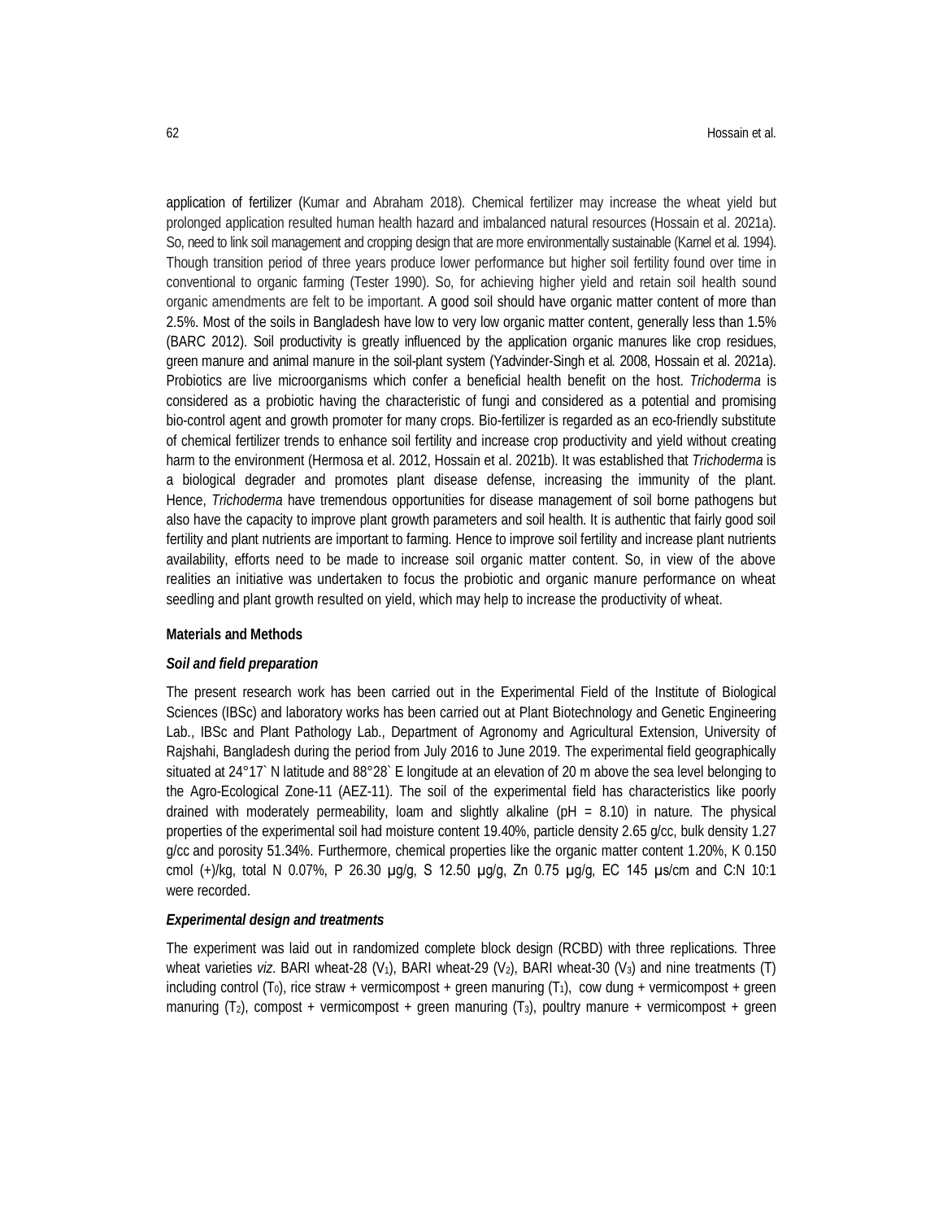application of fertilizer (Kumar and Abraham 2018). Chemical fertilizer may increase the wheat yield but prolonged application resulted human health hazard and imbalanced natural resources (Hossain et al. 2021a). So, need to link soil management and cropping design that are more environmentally sustainable (Karnel et al. 1994). Though transition period of three years produce lower performance but higher soil fertility found over time in conventional to organic farming (Tester 1990). So, for achieving higher yield and retain soil health sound organic amendments are felt to be important. A good soil should have organic matter content of more than 2.5%. Most of the soils in Bangladesh have low to very low organic matter content, generally less than 1.5% (BARC 2012). Soil productivity is greatly influenced by the application organic manures like crop residues, green manure and animal manure in the soil-plant system (Yadvinder-Singh et al. 2008, Hossain et al. 2021a). Probiotics are live microorganisms which confer a beneficial health benefit on the host. *Trichoderma* is considered as a probiotic having the characteristic of fungi and considered as a potential and promising bio-control agent and growth promoter for many crops. Bio-fertilizer is regarded as an eco-friendly substitute of chemical fertilizer trends to enhance soil fertility and increase crop productivity and yield without creating harm to the environment (Hermosa et al. 2012, Hossain et al. 2021b). It was established that *Trichoderma* is a biological degrader and promotes plant disease defense, increasing the immunity of the plant. Hence, *Trichoderma* have tremendous opportunities for disease management of soil borne pathogens but also have the capacity to improve plant growth parameters and soil health. It is authentic that fairly good soil fertility and plant nutrients are important to farming. Hence to improve soil fertility and increase plant nutrients availability, efforts need to be made to increase soil organic matter content. So, in view of the above realities an initiative was undertaken to focus the probiotic and organic manure performance on wheat seedling and plant growth resulted on yield, which may help to increase the productivity of wheat.

## Materials and Methods

### *Soil and field preparation*

The present research work has been carried out in the Experimental Field of the Institute of Biological Sciences (IBSc) and laboratory works has been carried out at Plant Biotechnology and Genetic Engineering Lab., IBSc and Plant Pathology Lab., Department of Agronomy and Agricultural Extension, University of Rajshahi, Bangladesh during the period from July 2016 to June 2019. The experimental field geographically situated at 24°17` N latitude and 88°28` E longitude at an elevation of 20 m above the sea level belonging to the Agro-Ecological Zone-11 (AEZ-11). The soil of the experimental field has characteristics like poorly drained with moderately permeability, loam and slightly alkaline (pH = 8.10) in nature. The physical properties of the experimental soil had moisture content 19.40%, particle density 2.65 g/cc, bulk density 1.27 g/cc and porosity 51.34%. Furthermore, chemical properties like the organic matter content 1.20%, K 0.150 cmol (+)/kg, total N 0.07%, P 26.30 μg/g, S 12.50 μg/g, Zn 0.75 μg/g, EC 145 μs/cm and C:N 10:1 were recorded.

### *Experimental design and treatments*

The experiment was laid out in randomized complete block design (RCBD) with three replications. Three wheat varieties *viz*. BARI wheat-28 ($V_1$), BARI wheat-29 ($V_2$), BARI wheat-30 ($V_3$) and nine treatments (T) including control ($T_0$), rice straw + vermicompost + green manuring ($T_1$), cow dung + vermicompost + green manuring ($T_2$), compost + vermicompost + green manuring ($T_3$), poultry manure + vermicompost + green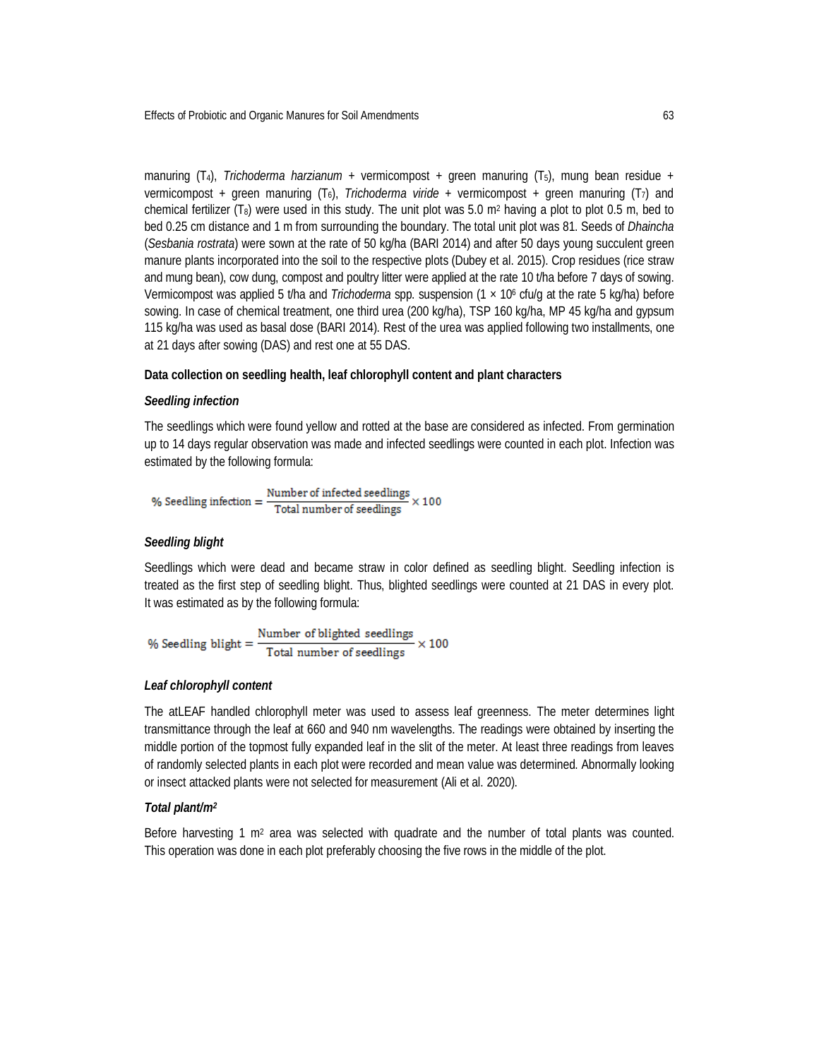manuring ($T_4$), *Trichoderma harzianum* + vermicompost + green manuring ($T_5$), mung bean residue + vermicompost + green manuring ($T_6$), *Trichoderma viride* + vermicompost + green manuring ($T_7$) and chemical fertilizer ($T_8$) were used in this study. The unit plot was 5.0 $m^2$ having a plot to plot 0.5 m, bed to bed 0.25 cm distance and 1 m from surrounding the boundary. The total unit plot was 81. Seeds of *Dhaincha* (*Sesbania rostrata*) were sown at the rate of 50 kg/ha (BARI 2014) and after 50 days young succulent green manure plants incorporated into the soil to the respective plots (Dubey et al. 2015). Crop residues (rice straw and mung bean), cow dung, compost and poultry litter were applied at the rate 10 t/ha before 7 days of sowing. Vermicompost was applied 5 t/ha and *Trichoderma* spp. suspension ($1 \times 10^6$ cfu/g at the rate 5 kg/ha) before sowing. In case of chemical treatment, one third urea (200 kg/ha), TSP 160 kg/ha, MP 45 kg/ha and gypsum 115 kg/ha was used as basal dose (BARI 2014). Rest of the urea was applied following two installments, one at 21 days after sowing (DAS) and rest one at 55 DAS.

**Data collection on seedling health, leaf chlorophyll content and plant characters**

***Seedling infection***

The seedlings which were found yellow and rotted at the base are considered as infected. From germination up to 14 days regular observation was made and infected seedlings were counted in each plot. Infection was estimated by the following formula:

$$\% \text{ Seedling infection} = \frac{\text{Number of infected seedlings}}{\text{Total number of seedlings}} \times 100$$

***Seedling blight***

Seedlings which were dead and became straw in color defined as seedling blight. Seedling infection is treated as the first step of seedling blight. Thus, blighted seedlings were counted at 21 DAS in every plot. It was estimated as by the following formula:

$$\% \text{ Seedling blight} = \frac{\text{Number of blighted seedlings}}{\text{Total number of seedlings}} \times 100$$

***Leaf chlorophyll content***

The atLEAF handled chlorophyll meter was used to assess leaf greenness. The meter determines light transmittance through the leaf at 660 and 940 nm wavelengths. The readings were obtained by inserting the middle portion of the topmost fully expanded leaf in the slit of the meter. At least three readings from leaves of randomly selected plants in each plot were recorded and mean value was determined. Abnormally looking or insect attacked plants were not selected for measurement (Ali et al. 2020).

***Total plant/$m^2$***

Before harvesting 1 $m^2$ area was selected with quadrate and the number of total plants was counted. This operation was done in each plot preferably choosing the five rows in the middle of the plot.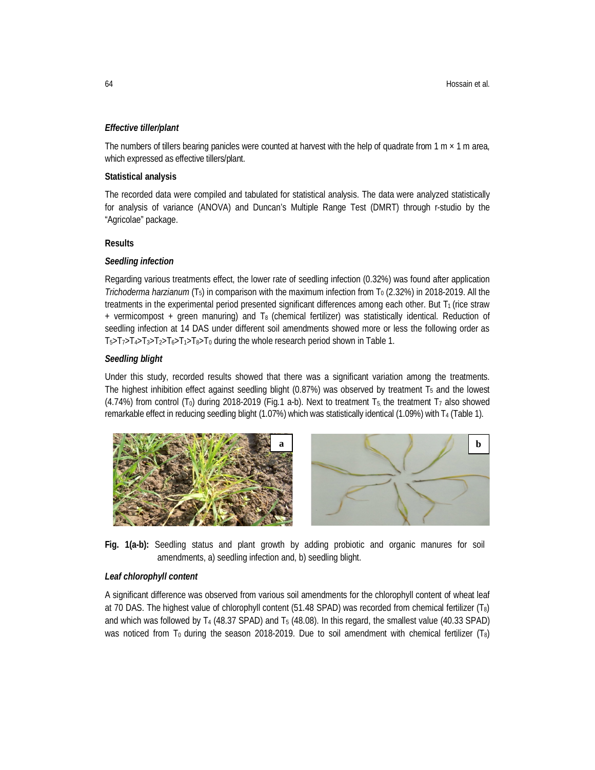### *Effective tiller/plant*

The numbers of tillers bearing panicles were counted at harvest with the help of quadrate from 1 m × 1 m area, which expressed as effective tillers/plant.

### Statistical analysis

The recorded data were compiled and tabulated for statistical analysis. The data were analyzed statistically for analysis of variance (ANOVA) and Duncan's Multiple Range Test (DMRT) through r-studio by the "Agricolae" package.

## Results

### *Seedling infection*

Regarding various treatments effect, the lower rate of seedling infection (0.32%) was found after application *Trichoderma harzianum* ($T_5$) in comparison with the maximum infection from $T_0$ (2.32%) in 2018-2019. All the treatments in the experimental period presented significant differences among each other. But $T_1$ (rice straw + vermicompost + green manuring) and $T_8$ (chemical fertilizer) was statistically identical. Reduction of seedling infection at 14 DAS under different soil amendments showed more or less the following order as $T_5$>$T_7$>$T_4$>$T_3$>$T_2$>$T_6$>$T_1$>$T_8$>$T_0$ during the whole research period shown in Table 1.

### *Seedling blight*

Under this study, recorded results showed that there was a significant variation among the treatments. The highest inhibition effect against seedling blight (0.87%) was observed by treatment $T_5$ and the lowest (4.74%) from control ($T_0$) during 2018-2019 (Fig.1 a-b). Next to treatment $T_5$, the treatment $T_7$ also showed remarkable effect in reducing seedling blight (1.07%) which was statistically identical (1.09%) with $T_4$ (Table 1).

**Fig. 1(a-b):** Seedling status and plant growth by adding probiotic and organic manures for soil amendments, a) seedling infection and, b) seedling blight.

### *Leaf chlorophyll content*

A significant difference was observed from various soil amendments for the chlorophyll content of wheat leaf at 70 DAS. The highest value of chlorophyll content (51.48 SPAD) was recorded from chemical fertilizer ($T_8$) and which was followed by $T_4$ (48.37 SPAD) and $T_5$ (48.08). In this regard, the smallest value (40.33 SPAD) was noticed from $T_0$ during the season 2018-2019. Due to soil amendment with chemical fertilizer ($T_8$)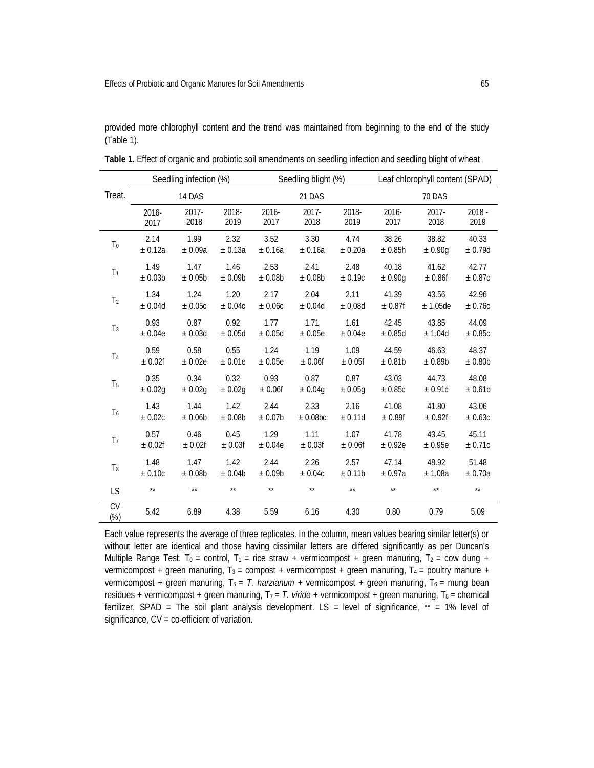provided more chlorophyll content and the trend was maintained from beginning to the end of the study (Table 1).

**Table 1.** Effect of organic and probiotic soil amendments on seedling infection and seedling blight of wheat

| Treat. | Seedling infection (%) | | | Seedling blight (%) | | | Leaf chlorophyll content (SPAD) | | |
|---|---|---|---|---|---|---|---|---|---|
| | 14 DAS | | | 21 DAS | | | 70 DAS | | |
| | 2016-2017 | 2017-2018 | 2018-2019 | 2016-2017 | 2017-2018 | 2018-2019 | 2016-2017 | 2017-2018 | 2018 - 2019 |
| $T_0$ | 2.14 ± 0.12a | 1.99 ± 0.09a | 2.32 ± 0.13a | 3.52 ± 0.16a | 3.30 ± 0.16a | 4.74 ± 0.20a | 38.26 ± 0.85h | 38.82 ± 0.90g | 40.33 ± 0.79d |
| $T_1$ | 1.49 ± 0.03b | 1.47 ± 0.05b | 1.46 ± 0.09b | 2.53 ± 0.08b | 2.41 ± 0.08b | 2.48 ± 0.19c | 40.18 ± 0.90g | 41.62 ± 0.86f | 42.77 ± 0.87c |
| $T_2$ | 1.34 ± 0.04d | 1.24 ± 0.05c | 1.20 ± 0.04c | 2.17 ± 0.06c | 2.04 ± 0.04d | 2.11 ± 0.08d | 41.39 ± 0.87f | 43.56 ± 1.05de | 42.96 ± 0.76c |
| $T_3$ | 0.93 ± 0.04e | 0.87 ± 0.03d | 0.92 ± 0.05d | 1.77 ± 0.05d | 1.71 ± 0.05e | 1.61 ± 0.04e | 42.45 ± 0.85d | 43.85 ± 1.04d | 44.09 ± 0.85c |
| $T_4$ | 0.59 ± 0.02f | 0.58 ± 0.02e | 0.55 ± 0.01e | 1.24 ± 0.05e | 1.19 ± 0.06f | 1.09 ± 0.05f | 44.59 ± 0.81b | 46.63 ± 0.89b | 48.37 ± 0.80b |
| $T_5$ | 0.35 ± 0.02g | 0.34 ± 0.02g | 0.32 ± 0.02g | 0.93 ± 0.06f | 0.87 ± 0.04g | 0.87 ± 0.05g | 43.03 ± 0.85c | 44.73 ± 0.91c | 48.08 ± 0.61b |
| $T_6$ | 1.43 ± 0.02c | 1.44 ± 0.06b | 1.42 ± 0.08b | 2.44 ± 0.07b | 2.33 ± 0.08bc | 2.16 ± 0.11d | 41.08 ± 0.89f | 41.80 ± 0.92f | 43.06 ± 0.63c |
| $T_7$ | 0.57 ± 0.02f | 0.46 ± 0.02f | 0.45 ± 0.03f | 1.29 ± 0.04e | 1.11 ± 0.03f | 1.07 ± 0.06f | 41.78 ± 0.92e | 43.45 ± 0.95e | 45.11 ± 0.71c |
| $T_8$ | 1.48 ± 0.10c | 1.47 ± 0.08b | 1.42 ± 0.04b | 2.44 ± 0.09b | 2.26 ± 0.04c | 2.57 ± 0.11b | 47.14 ± 0.97a | 48.92 ± 1.08a | 51.48 ± 0.70a |
| LS | ** | ** | ** | ** | ** | ** | ** | ** | ** |
| CV (%) | 5.42 | 6.89 | 4.38 | 5.59 | 6.16 | 4.30 | 0.80 | 0.79 | 5.09 |

Each value represents the average of three replicates. In the column, mean values bearing similar letter(s) or without letter are identical and those having dissimilar letters are differed significantly as per Duncan's Multiple Range Test. $T_0$ = control, $T_1$ = rice straw + vermicompost + green manuring, $T_2$ = cow dung + vermicompost + green manuring, $T_3$ = compost + vermicompost + green manuring, $T_4$ = poultry manure + vermicompost + green manuring, $T_5$ = *T. harzianum* + vermicompost + green manuring, $T_6$ = mung bean residues + vermicompost + green manuring, $T_7$ = *T. viride* + vermicompost + green manuring, $T_8$ = chemical fertilizer, SPAD = The soil plant analysis development. LS = level of significance, ** = 1% level of significance, CV = co-efficient of variation.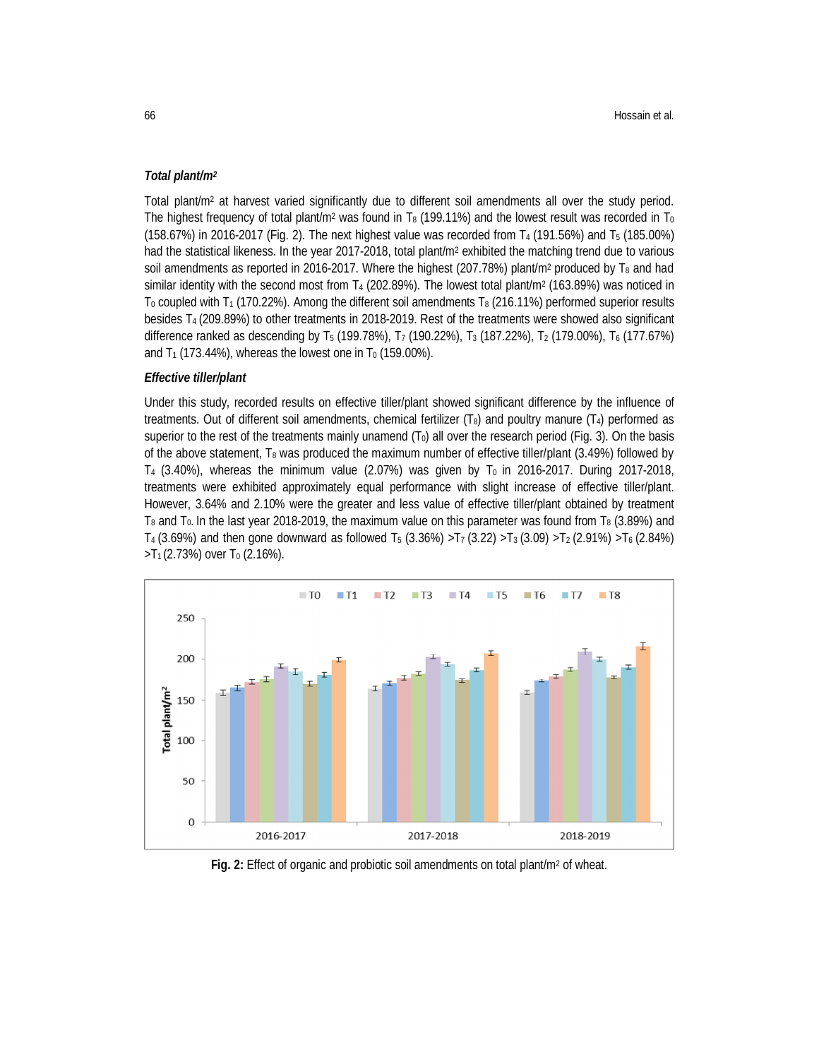***Total plant/m²***

Total plant/m² at harvest varied significantly due to different soil amendments all over the study period. The highest frequency of total plant/m² was found in $T_8$ (199.11%) and the lowest result was recorded in $T_0$ (158.67%) in 2016-2017 (Fig. 2). The next highest value was recorded from $T_4$ (191.56%) and $T_5$ (185.00%) had the statistical likeness. In the year 2017-2018, total plant/m² exhibited the matching trend due to various soil amendments as reported in 2016-2017. Where the highest (207.78%) plant/m² produced by $T_8$ and had similar identity with the second most from $T_4$ (202.89%). The lowest total plant/m² (163.89%) was noticed in $T_0$ coupled with $T_1$ (170.22%). Among the different soil amendments $T_8$ (216.11%) performed superior results besides $T_4$ (209.89%) to other treatments in 2018-2019. Rest of the treatments were showed also significant difference ranked as descending by $T_5$ (199.78%), $T_7$ (190.22%), $T_3$ (187.22%), $T_2$ (179.00%), $T_6$ (177.67%) and $T_1$ (173.44%), whereas the lowest one in $T_0$ (159.00%).

***Effective tiller/plant***

Under this study, recorded results on effective tiller/plant showed significant difference by the influence of treatments. Out of different soil amendments, chemical fertilizer ($T_8$) and poultry manure ($T_4$) performed as superior to the rest of the treatments mainly unamend ($T_0$) all over the research period (Fig. 3). On the basis of the above statement, $T_8$ was produced the maximum number of effective tiller/plant (3.49%) followed by $T_4$ (3.40%), whereas the minimum value (2.07%) was given by $T_0$ in 2016-2017. During 2017-2018, treatments were exhibited approximately equal performance with slight increase of effective tiller/plant. However, 3.64% and 2.10% were the greater and less value of effective tiller/plant obtained by treatment $T_8$ and $T_0$. In the last year 2018-2019, the maximum value on this parameter was found from $T_8$ (3.89%) and $T_4$ (3.69%) and then gone downward as followed $T_5$ (3.36%) >$T_7$ (3.22) >$T_3$ (3.09) >$T_2$ (2.91%) >$T_6$ (2.84%) >$T_1$ (2.73%) over $T_0$ (2.16%).

**Fig. 2:** Effect of organic and probiotic soil amendments on total plant/m² of wheat.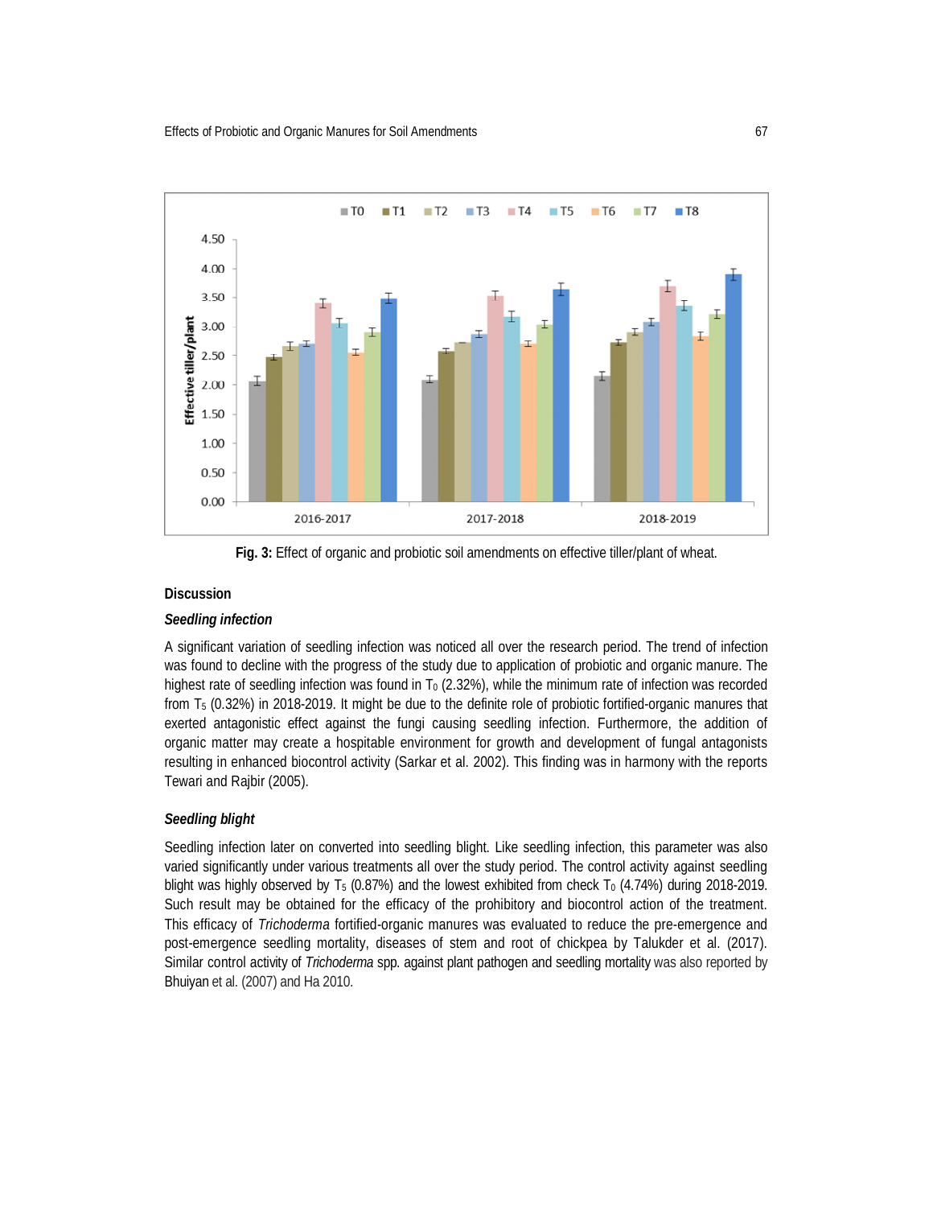**Fig. 3:** Effect of organic and probiotic soil amendments on effective tiller/plant of wheat.

## Discussion

### *Seedling infection*

A significant variation of seedling infection was noticed all over the research period. The trend of infection was found to decline with the progress of the study due to application of probiotic and organic manure. The highest rate of seedling infection was found in $T_0$ (2.32%), while the minimum rate of infection was recorded from $T_5$ (0.32%) in 2018-2019. It might be due to the definite role of probiotic fortified-organic manures that exerted antagonistic effect against the fungi causing seedling infection. Furthermore, the addition of organic matter may create a hospitable environment for growth and development of fungal antagonists resulting in enhanced biocontrol activity (Sarkar et al. 2002). This finding was in harmony with the reports Tewari and Rajbir (2005).

### *Seedling blight*

Seedling infection later on converted into seedling blight. Like seedling infection, this parameter was also varied significantly under various treatments all over the study period. The control activity against seedling blight was highly observed by $T_5$ (0.87%) and the lowest exhibited from check $T_0$ (4.74%) during 2018-2019. Such result may be obtained for the efficacy of the prohibitory and biocontrol action of the treatment. This efficacy of *Trichoderma* fortified-organic manures was evaluated to reduce the pre-emergence and post-emergence seedling mortality, diseases of stem and root of chickpea by Talukder et al. (2017). Similar control activity of *Trichoderma* spp. against plant pathogen and seedling mortality was also reported by Bhuiyan et al. (2007) and Ha 2010.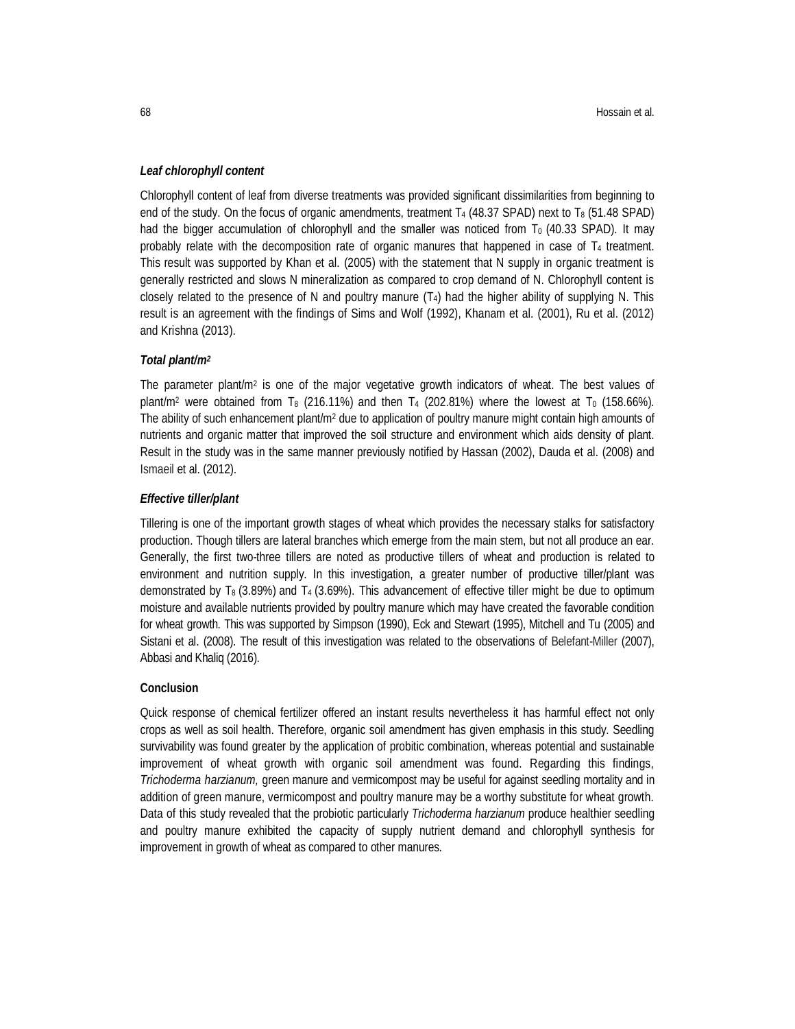### *Leaf chlorophyll content*

Chlorophyll content of leaf from diverse treatments was provided significant dissimilarities from beginning to end of the study. On the focus of organic amendments, treatment $T_4$ (48.37 SPAD) next to $T_8$ (51.48 SPAD) had the bigger accumulation of chlorophyll and the smaller was noticed from $T_0$ (40.33 SPAD). It may probably relate with the decomposition rate of organic manures that happened in case of $T_4$ treatment. This result was supported by Khan et al. (2005) with the statement that N supply in organic treatment is generally restricted and slows N mineralization as compared to crop demand of N. Chlorophyll content is closely related to the presence of N and poultry manure ($T_4$) had the higher ability of supplying N. This result is an agreement with the findings of Sims and Wolf (1992), Khanam et al. (2001), Ru et al. (2012) and Krishna (2013).

### *Total plant/m²*

The parameter plant/$m^2$ is one of the major vegetative growth indicators of wheat. The best values of plant/$m^2$ were obtained from $T_8$ (216.11%) and then $T_4$ (202.81%) where the lowest at $T_0$ (158.66%). The ability of such enhancement plant/$m^2$ due to application of poultry manure might contain high amounts of nutrients and organic matter that improved the soil structure and environment which aids density of plant. Result in the study was in the same manner previously notified by Hassan (2002), Dauda et al. (2008) and Ismaeil et al. (2012).

### *Effective tiller/plant*

Tillering is one of the important growth stages of wheat which provides the necessary stalks for satisfactory production. Though tillers are lateral branches which emerge from the main stem, but not all produce an ear. Generally, the first two-three tillers are noted as productive tillers of wheat and production is related to environment and nutrition supply. In this investigation, a greater number of productive tiller/plant was demonstrated by $T_8$ (3.89%) and $T_4$ (3.69%). This advancement of effective tiller might be due to optimum moisture and available nutrients provided by poultry manure which may have created the favorable condition for wheat growth. This was supported by Simpson (1990), Eck and Stewart (1995), Mitchell and Tu (2005) and Sistani et al. (2008). The result of this investigation was related to the observations of Belefant-Miller (2007), Abbasi and Khaliq (2016).

### Conclusion

Quick response of chemical fertilizer offered an instant results nevertheless it has harmful effect not only crops as well as soil health. Therefore, organic soil amendment has given emphasis in this study. Seedling survivability was found greater by the application of probitic combination, whereas potential and sustainable improvement of wheat growth with organic soil amendment was found. Regarding this findings, *Trichoderma harzianum,* green manure and vermicompost may be useful for against seedling mortality and in addition of green manure, vermicompost and poultry manure may be a worthy substitute for wheat growth. Data of this study revealed that the probiotic particularly *Trichoderma harzianum* produce healthier seedling and poultry manure exhibited the capacity of supply nutrient demand and chlorophyll synthesis for improvement in growth of wheat as compared to other manures.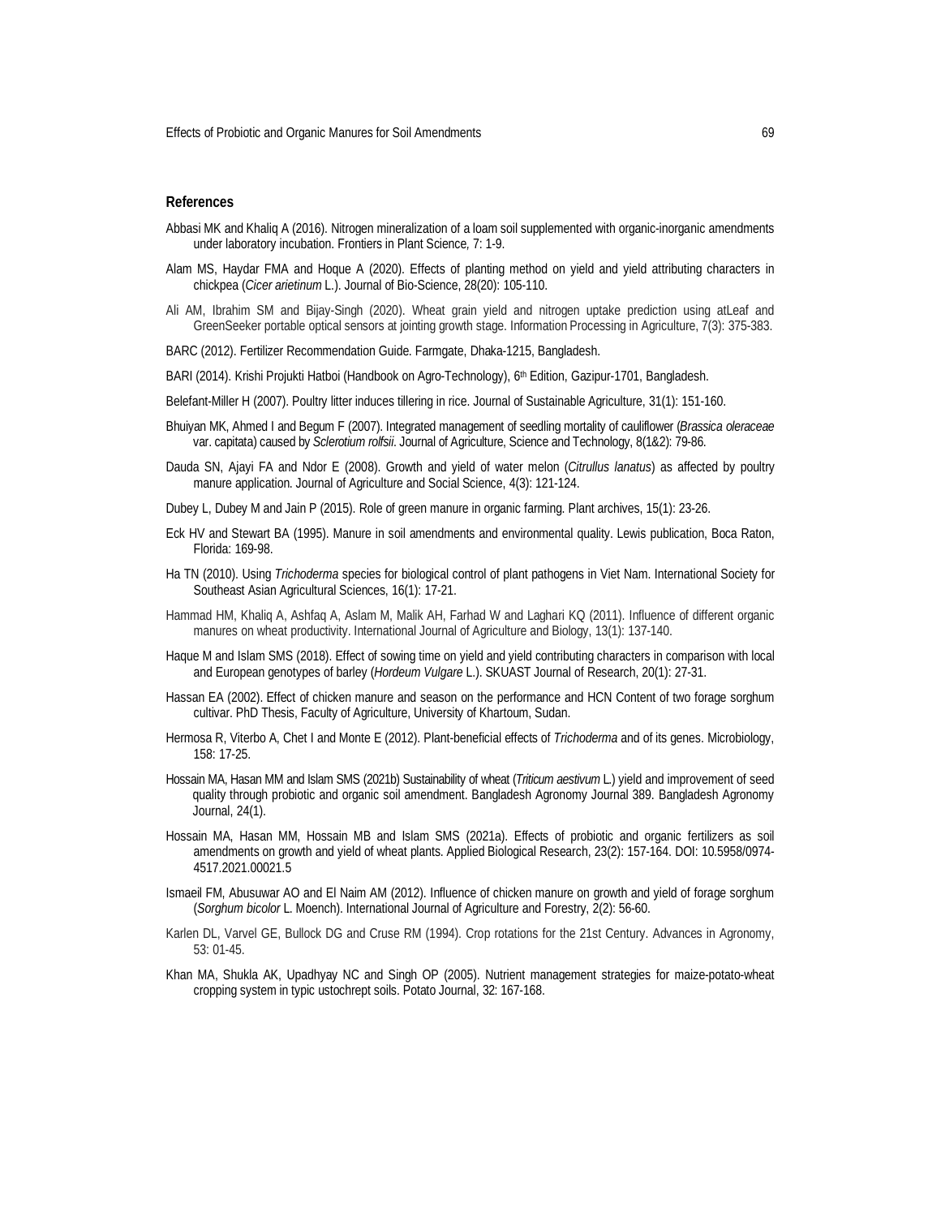## References

Abbasi MK and Khaliq A (2016). Nitrogen mineralization of a loam soil supplemented with organic-inorganic amendments under laboratory incubation. Frontiers in Plant Science, 7: 1-9.

Alam MS, Haydar FMA and Hoque A (2020). Effects of planting method on yield and yield attributing characters in chickpea (*Cicer arietinum* L.). Journal of Bio-Science, 28(20): 105-110.

Ali AM, Ibrahim SM and Bijay-Singh (2020). Wheat grain yield and nitrogen uptake prediction using atLeaf and GreenSeeker portable optical sensors at jointing growth stage. Information Processing in Agriculture, 7(3): 375-383.

BARC (2012). Fertilizer Recommendation Guide. Farmgate, Dhaka-1215, Bangladesh.

BARI (2014). Krishi Projukti Hatboi (Handbook on Agro-Technology), 6th Edition, Gazipur-1701, Bangladesh.

Belefant-Miller H (2007). Poultry litter induces tillering in rice. Journal of Sustainable Agriculture, 31(1): 151-160.

Bhuiyan MK, Ahmed I and Begum F (2007). Integrated management of seedling mortality of cauliflower (*Brassica oleraceae* var. capitata) caused by *Sclerotium rolfsii*. Journal of Agriculture, Science and Technology, 8(1&2): 79-86.

Dauda SN, Ajayi FA and Ndor E (2008). Growth and yield of water melon (*Citrullus lanatus*) as affected by poultry manure application. Journal of Agriculture and Social Science, 4(3): 121-124.

Dubey L, Dubey M and Jain P (2015). Role of green manure in organic farming. Plant archives, 15(1): 23-26.

Eck HV and Stewart BA (1995). Manure in soil amendments and environmental quality. Lewis publication, Boca Raton, Florida: 169-98.

Ha TN (2010). Using *Trichoderma* species for biological control of plant pathogens in Viet Nam. International Society for Southeast Asian Agricultural Sciences, 16(1): 17-21.

Hammad HM, Khaliq A, Ashfaq A, Aslam M, Malik AH, Farhad W and Laghari KQ (2011). Influence of different organic manures on wheat productivity. International Journal of Agriculture and Biology, 13(1): 137-140.

Haque M and Islam SMS (2018). Effect of sowing time on yield and yield contributing characters in comparison with local and European genotypes of barley (*Hordeum Vulgare* L.). SKUAST Journal of Research, 20(1): 27-31.

Hassan EA (2002). Effect of chicken manure and season on the performance and HCN Content of two forage sorghum cultivar. PhD Thesis, Faculty of Agriculture, University of Khartoum, Sudan.

Hermosa R, Viterbo A, Chet I and Monte E (2012). Plant-beneficial effects of *Trichoderma* and of its genes. Microbiology, 158: 17-25.

Hossain MA, Hasan MM and Islam SMS (2021b) Sustainability of wheat (*Triticum aestivum* L.) yield and improvement of seed quality through probiotic and organic soil amendment. Bangladesh Agronomy Journal 389. Bangladesh Agronomy Journal, 24(1).

Hossain MA, Hasan MM, Hossain MB and Islam SMS (2021a). Effects of probiotic and organic fertilizers as soil amendments on growth and yield of wheat plants. Applied Biological Research, 23(2): 157-164. DOI: 10.5958/0974-4517.2021.00021.5

Ismaeil FM, Abusuwar AO and El Naim AM (2012). Influence of chicken manure on growth and yield of forage sorghum (*Sorghum bicolor* L. Moench). International Journal of Agriculture and Forestry, 2(2): 56-60.

Karlen DL, Varvel GE, Bullock DG and Cruse RM (1994). Crop rotations for the 21st Century. Advances in Agronomy, 53: 01-45.

Khan MA, Shukla AK, Upadhyay NC and Singh OP (2005). Nutrient management strategies for maize-potato-wheat cropping system in typic ustochrept soils. Potato Journal, 32: 167-168.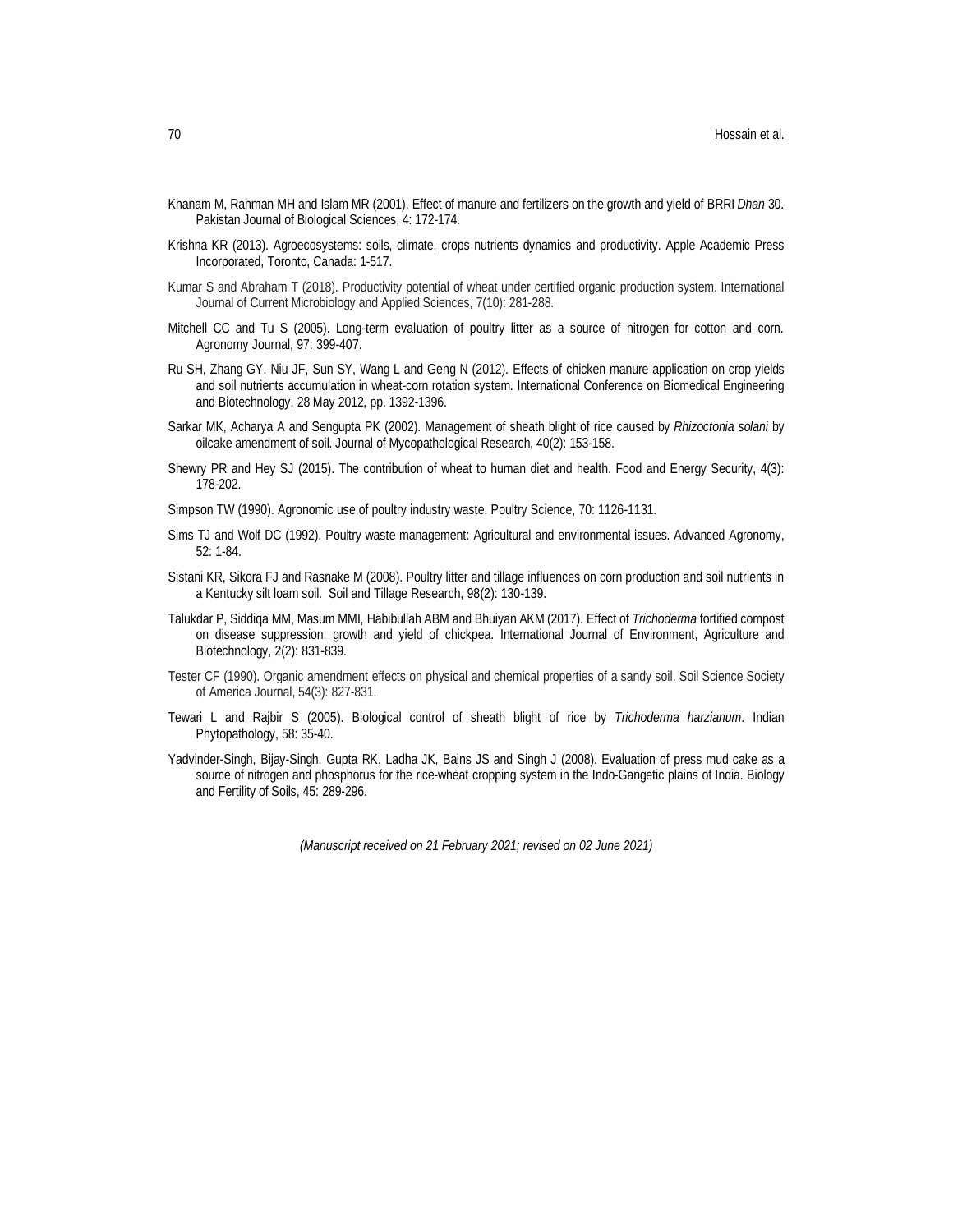Khanam M, Rahman MH and Islam MR (2001). Effect of manure and fertilizers on the growth and yield of BRRI *Dhan* 30. Pakistan Journal of Biological Sciences, 4: 172-174.

Krishna KR (2013). Agroecosystems: soils, climate, crops nutrients dynamics and productivity. Apple Academic Press Incorporated, Toronto, Canada: 1-517.

Kumar S and Abraham T (2018). Productivity potential of wheat under certified organic production system. International Journal of Current Microbiology and Applied Sciences, 7(10): 281-288.

Mitchell CC and Tu S (2005). Long-term evaluation of poultry litter as a source of nitrogen for cotton and corn. Agronomy Journal, 97: 399-407.

Ru SH, Zhang GY, Niu JF, Sun SY, Wang L and Geng N (2012). Effects of chicken manure application on crop yields and soil nutrients accumulation in wheat-corn rotation system. International Conference on Biomedical Engineering and Biotechnology, 28 May 2012, pp. 1392-1396.

Sarkar MK, Acharya A and Sengupta PK (2002). Management of sheath blight of rice caused by *Rhizoctonia solani* by oilcake amendment of soil. Journal of Mycopathological Research, 40(2): 153-158.

Shewry PR and Hey SJ (2015). The contribution of wheat to human diet and health. Food and Energy Security, 4(3): 178-202.

Simpson TW (1990). Agronomic use of poultry industry waste. Poultry Science, 70: 1126-1131.

Sims TJ and Wolf DC (1992). Poultry waste management: Agricultural and environmental issues. Advanced Agronomy, 52: 1-84.

Sistani KR, Sikora FJ and Rasnake M (2008). Poultry litter and tillage influences on corn production and soil nutrients in a Kentucky silt loam soil. Soil and Tillage Research, 98(2): 130-139.

Talukdar P, Siddiqa MM, Masum MMI, Habibullah ABM and Bhuiyan AKM (2017). Effect of *Trichoderma* fortified compost on disease suppression, growth and yield of chickpea. International Journal of Environment, Agriculture and Biotechnology, 2(2): 831-839.

Tester CF (1990). Organic amendment effects on physical and chemical properties of a sandy soil. Soil Science Society of America Journal, 54(3): 827-831.

Tewari L and Rajbir S (2005). Biological control of sheath blight of rice by *Trichoderma harzianum*. Indian Phytopathology, 58: 35-40.

Yadvinder-Singh, Bijay-Singh, Gupta RK, Ladha JK, Bains JS and Singh J (2008). Evaluation of press mud cake as a source of nitrogen and phosphorus for the rice-wheat cropping system in the Indo-Gangetic plains of India. Biology and Fertility of Soils, 45: 289-296.

*(Manuscript received on 21 February 2021; revised on 02 June 2021)*